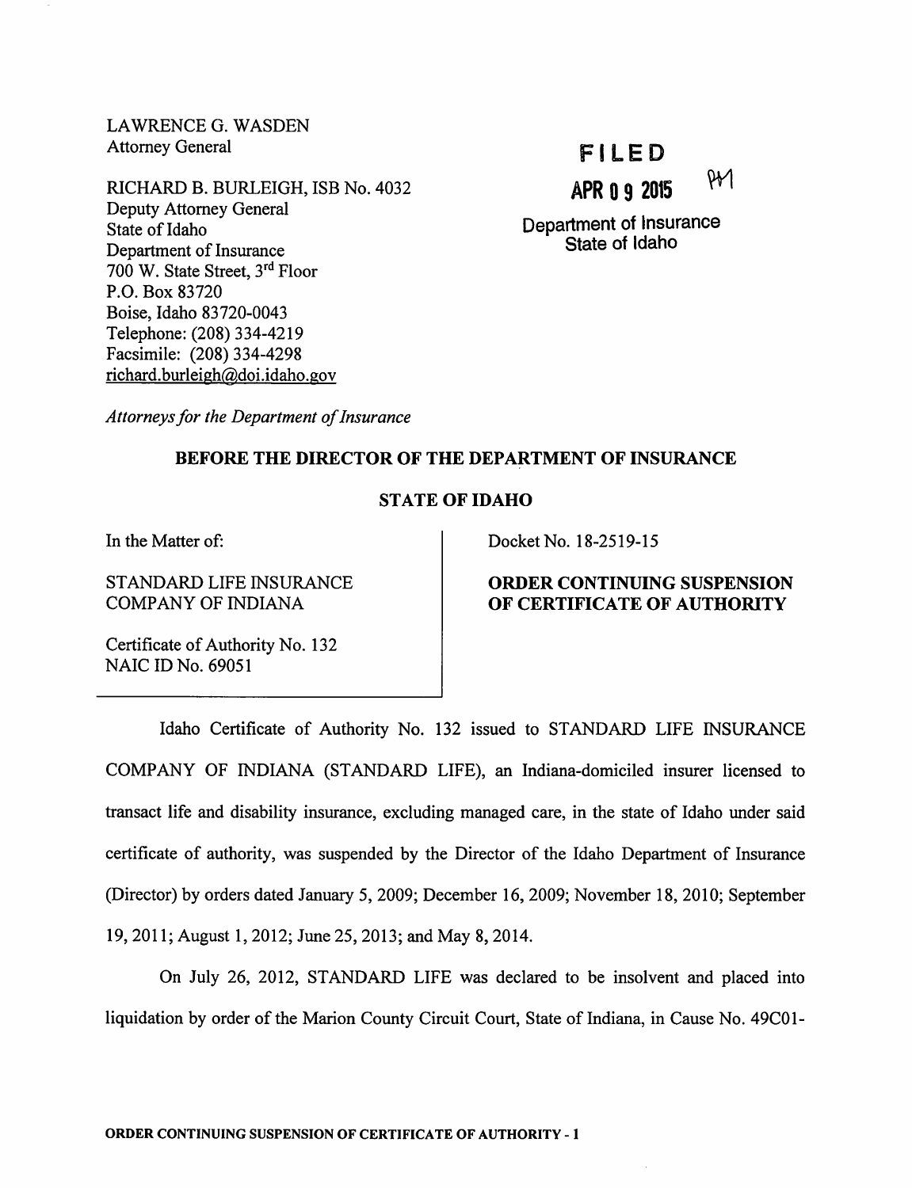LAWRENCE G. WASDEN
Attorney General

RICHARD B. BURLEIGH, ISB No. 4032
Deputy Attorney General
State of Idaho
Department of Insurance
700 W. State Street, 3rd Floor
P.O. Box 83720
Boise, Idaho 83720-0043
Telephone: (208) 334-4219
Facsimile: (208) 334-4298
richard.burleigh@doi.idaho.gov

**FILED**
**APR 09 2015**
Department of Insurance
State of Idaho

*Attorneys for the Department of Insurance*

**BEFORE THE DIRECTOR OF THE DEPARTMENT OF INSURANCE**

**STATE OF IDAHO**

| | |
|---|---|
| In the Matter of:<br><br>STANDARD LIFE INSURANCE COMPANY OF INDIANA<br><br>Certificate of Authority No. 132<br>NAIC ID No. 69051 | Docket No. 18-2519-15<br><br>**ORDER CONTINUING SUSPENSION OF CERTIFICATE OF AUTHORITY** |

Idaho Certificate of Authority No. 132 issued to STANDARD LIFE INSURANCE COMPANY OF INDIANA (STANDARD LIFE), an Indiana-domiciled insurer licensed to transact life and disability insurance, excluding managed care, in the state of Idaho under said certificate of authority, was suspended by the Director of the Idaho Department of Insurance (Director) by orders dated January 5, 2009; December 16, 2009; November 18, 2010; September 19, 2011; August 1, 2012; June 25, 2013; and May 8, 2014.

On July 26, 2012, STANDARD LIFE was declared to be insolvent and placed into liquidation by order of the Marion County Circuit Court, State of Indiana, in Cause No. 49C01-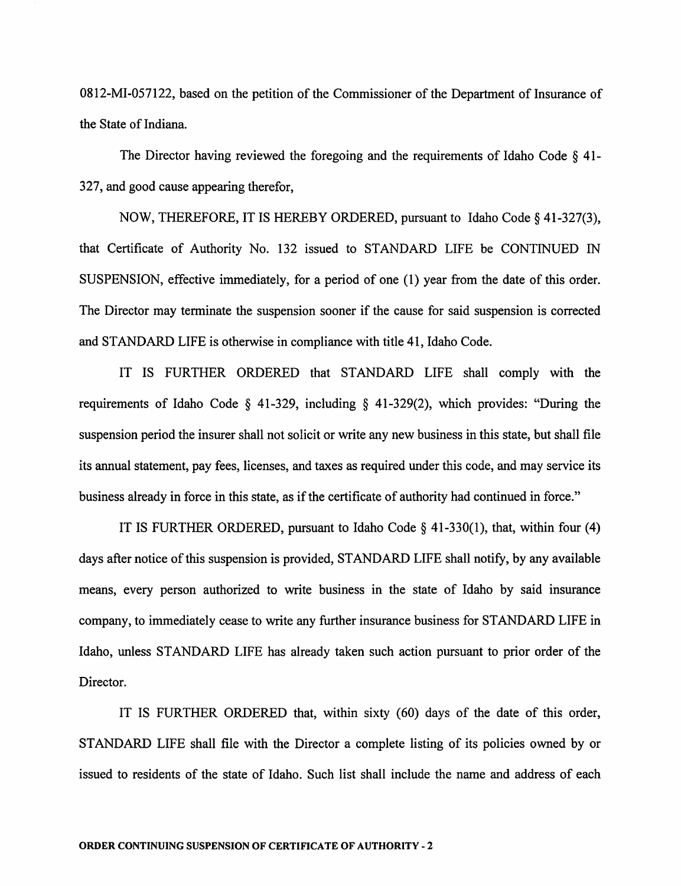0812-MI-057122, based on the petition of the Commissioner of the Department of Insurance of the State of Indiana.

The Director having reviewed the foregoing and the requirements of Idaho Code § 41-327, and good cause appearing therefor,

NOW, THEREFORE, IT IS HEREBY ORDERED, pursuant to Idaho Code § 41-327(3), that Certificate of Authority No. 132 issued to STANDARD LIFE be CONTINUED IN SUSPENSION, effective immediately, for a period of one (1) year from the date of this order. The Director may terminate the suspension sooner if the cause for said suspension is corrected and STANDARD LIFE is otherwise in compliance with title 41, Idaho Code.

IT IS FURTHER ORDERED that STANDARD LIFE shall comply with the requirements of Idaho Code § 41-329, including § 41-329(2), which provides: "During the suspension period the insurer shall not solicit or write any new business in this state, but shall file its annual statement, pay fees, licenses, and taxes as required under this code, and may service its business already in force in this state, as if the certificate of authority had continued in force."

IT IS FURTHER ORDERED, pursuant to Idaho Code § 41-330(1), that, within four (4) days after notice of this suspension is provided, STANDARD LIFE shall notify, by any available means, every person authorized to write business in the state of Idaho by said insurance company, to immediately cease to write any further insurance business for STANDARD LIFE in Idaho, unless STANDARD LIFE has already taken such action pursuant to prior order of the Director.

IT IS FURTHER ORDERED that, within sixty (60) days of the date of this order, STANDARD LIFE shall file with the Director a complete listing of its policies owned by or issued to residents of the state of Idaho. Such list shall include the name and address of each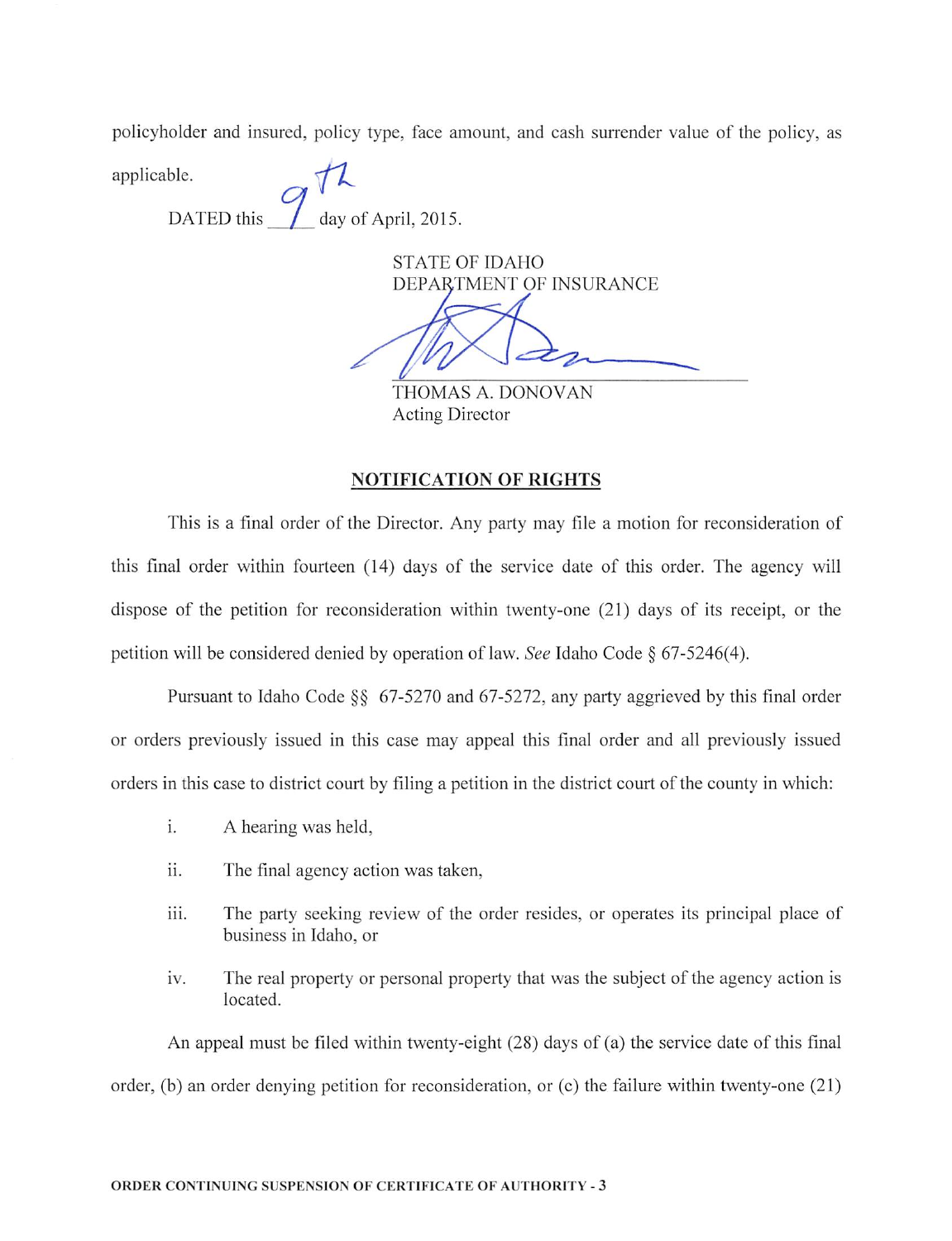policyholder and insured, policy type, face amount, and cash surrender value of the policy, as applicable.

DATED this 9th day of April, 2015.

STATE OF IDAHO
DEPARTMENT OF INSURANCE

THOMAS A. DONOVAN
Acting Director

## NOTIFICATION OF RIGHTS

This is a final order of the Director. Any party may file a motion for reconsideration of this final order within fourteen (14) days of the service date of this order. The agency will dispose of the petition for reconsideration within twenty-one (21) days of its receipt, or the petition will be considered denied by operation of law. *See* Idaho Code § 67-5246(4).

Pursuant to Idaho Code §§ 67-5270 and 67-5272, any party aggrieved by this final order or orders previously issued in this case may appeal this final order and all previously issued orders in this case to district court by filing a petition in the district court of the county in which:

i. A hearing was held,

ii. The final agency action was taken,

iii. The party seeking review of the order resides, or operates its principal place of business in Idaho, or

iv. The real property or personal property that was the subject of the agency action is located.

An appeal must be filed within twenty-eight (28) days of (a) the service date of this final order, (b) an order denying petition for reconsideration, or (c) the failure within twenty-one (21)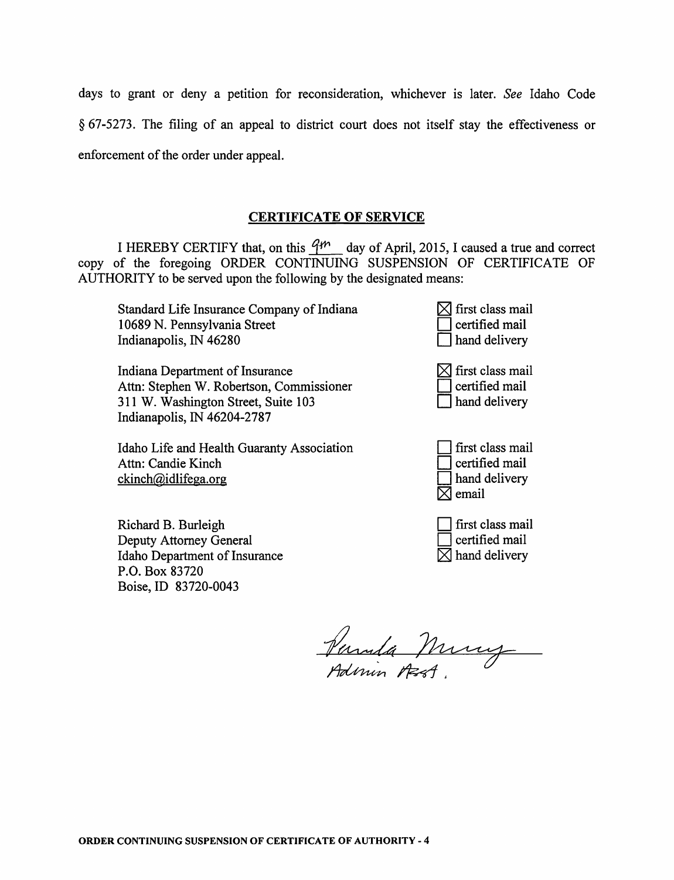days to grant or deny a petition for reconsideration, whichever is later. *See* Idaho Code § 67-5273. The filing of an appeal to district court does not itself stay the effectiveness or enforcement of the order under appeal.

## CERTIFICATE OF SERVICE

I HEREBY CERTIFY that, on this 9th day of April, 2015, I caused a true and correct copy of the foregoing ORDER CONTINUING SUSPENSION OF CERTIFICATE OF AUTHORITY to be served upon the following by the designated means:

| | |
|---|---|
| Standard Life Insurance Company of Indiana<br>10689 N. Pennsylvania Street<br>Indianapolis, IN 46280 | ☒ first class mail<br>☐ certified mail<br>☐ hand delivery |
| Indiana Department of Insurance<br>Attn: Stephen W. Robertson, Commissioner<br>311 W. Washington Street, Suite 103<br>Indianapolis, IN 46204-2787 | ☒ first class mail<br>☐ certified mail<br>☐ hand delivery |
| Idaho Life and Health Guaranty Association<br>Attn: Candie Kinch<br>ckinch@idlifega.org | ☐ first class mail<br>☐ certified mail<br>☐ hand delivery<br>☒ email |
| Richard B. Burleigh<br>Deputy Attorney General<br>Idaho Department of Insurance<br>P.O. Box 83720<br>Boise, ID 83720-0043 | ☐ first class mail<br>☐ certified mail<br>☒ hand delivery |

Pamela Murray
Admin Asst.

ORDER CONTINUING SUSPENSION OF CERTIFICATE OF AUTHORITY - 4